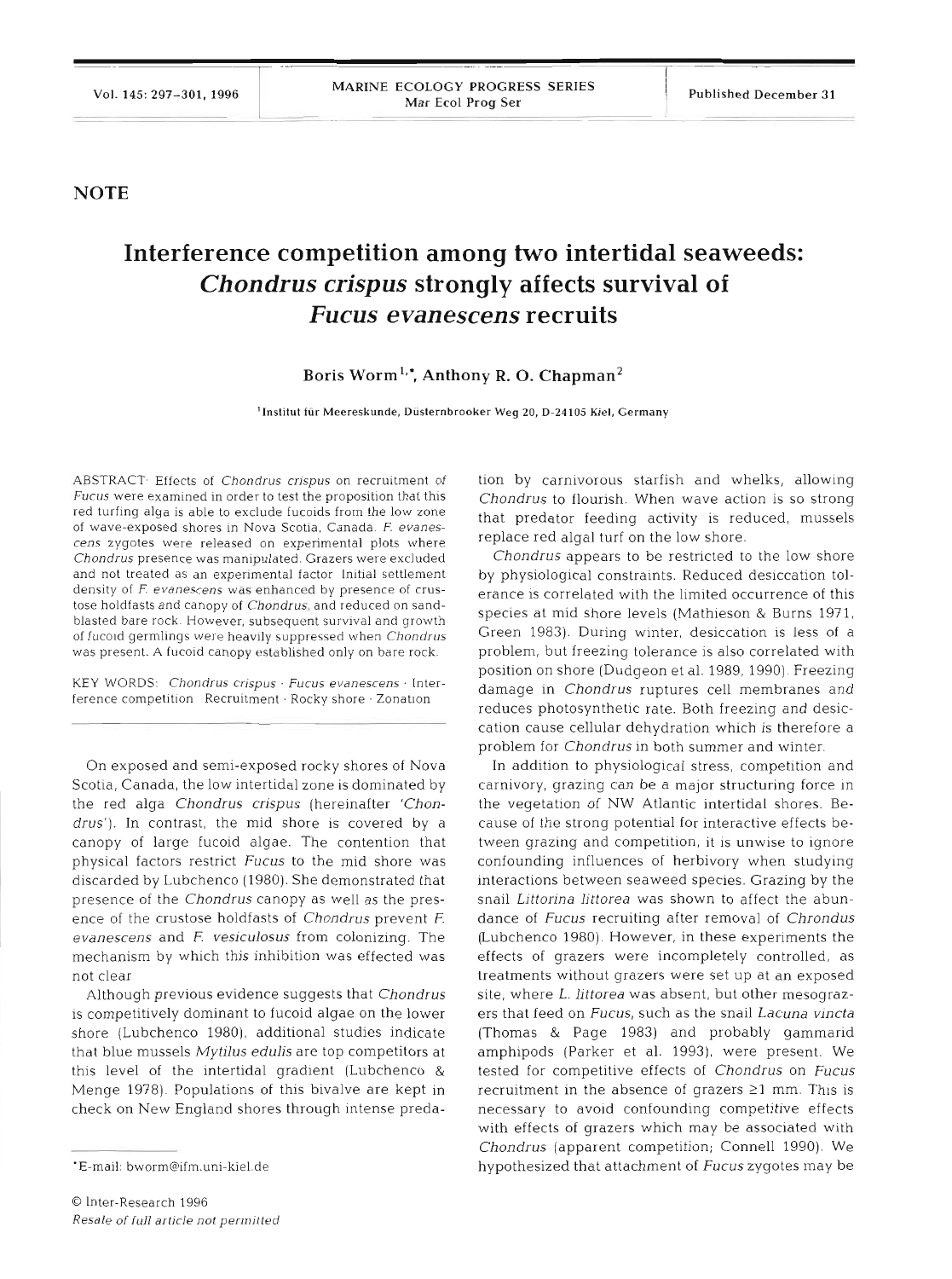**NOTE**

# Interference competition among two intertidal seaweeds: *Chondrus crispus* strongly affects survival of *Fucus evanescens* recruits

**Boris Worm[1,*], Anthony R. O. Chapman[2]**

[1]Institut für Meereskunde, Düsternbrooker Weg 20, D-24105 Kiel, Germany

ABSTRACT: Effects of *Chondrus crispus* on recruitment of *Fucus* were examined in order to test the proposition that this red turfing alga is able to exclude fucoids from the low zone of wave-exposed shores in Nova Scotia, Canada. *F. evanescens* zygotes were released on experimental plots where *Chondrus* presence was manipulated. Grazers were excluded and not treated as an experimental factor. Initial settlement density of *F. evanescens* was enhanced by presence of crustose holdfasts and canopy of *Chondrus*, and reduced on sand-blasted bare rock. However, subsequent survival and growth of fucoid germlings were heavily suppressed when *Chondrus* was present. A fucoid canopy established only on bare rock.

KEY WORDS: *Chondrus crispus* · *Fucus evanescens* · Interference competition · Recruitment · Rocky shore · Zonation

On exposed and semi-exposed rocky shores of Nova Scotia, Canada, the low intertidal zone is dominated by the red alga *Chondrus crispus* (hereinafter '*Chondrus*'). In contrast, the mid shore is covered by a canopy of large fucoid algae. The contention that physical factors restrict *Fucus* to the mid shore was discarded by Lubchenco (1980). She demonstrated that presence of the *Chondrus* canopy as well as the presence of the crustose holdfasts of *Chondrus* prevent *F. evanescens* and *F. vesiculosus* from colonizing. The mechanism by which this inhibition was effected was not clear.

Although previous evidence suggests that *Chondrus* is competitively dominant to fucoid algae on the lower shore (Lubchenco 1980), additional studies indicate that blue mussels *Mytilus edulis* are top competitors at this level of the intertidal gradient (Lubchenco & Menge 1978). Populations of this bivalve are kept in check on New England shores through intense predation by carnivorous starfish and whelks, allowing *Chondrus* to flourish. When wave action is so strong that predator feeding activity is reduced, mussels replace red algal turf on the low shore.

*Chondrus* appears to be restricted to the low shore by physiological constraints. Reduced desiccation tolerance is correlated with the limited occurrence of this species at mid shore levels (Mathieson & Burns 1971, Green 1983). During winter, desiccation is less of a problem, but freezing tolerance is also correlated with position on shore (Dudgeon et al. 1989, 1990). Freezing damage in *Chondrus* ruptures cell membranes and reduces photosynthetic rate. Both freezing and desiccation cause cellular dehydration which is therefore a problem for *Chondrus* in both summer and winter.

In addition to physiological stress, competition and carnivory, grazing can be a major structuring force in the vegetation of NW Atlantic intertidal shores. Because of the strong potential for interactive effects between grazing and competition, it is unwise to ignore confounding influences of herbivory when studying interactions between seaweed species. Grazing by the snail *Littorina littorea* was shown to affect the abundance of *Fucus* recruiting after removal of *Chrondus* (Lubchenco 1980). However, in these experiments the effects of grazers were incompletely controlled, as treatments without grazers were set up at an exposed site, where *L. littorea* was absent, but other mesograzers that feed on *Fucus*, such as the snail *Lacuna vincta* (Thomas & Page 1983) and probably gammarid amphipods (Parker et al. 1993), were present. We tested for competitive effects of *Chondrus* on *Fucus* recruitment in the absence of grazers ≥1 mm. This is necessary to avoid confounding competitive effects with effects of grazers which may be associated with *Chondrus* (apparent competition; Connell 1990). We hypothesized that attachment of *Fucus* zygotes may be

*E-mail: bworm@ifm.uni-kiel.de

© Inter-Research 1996
*Resale of full article not permitted*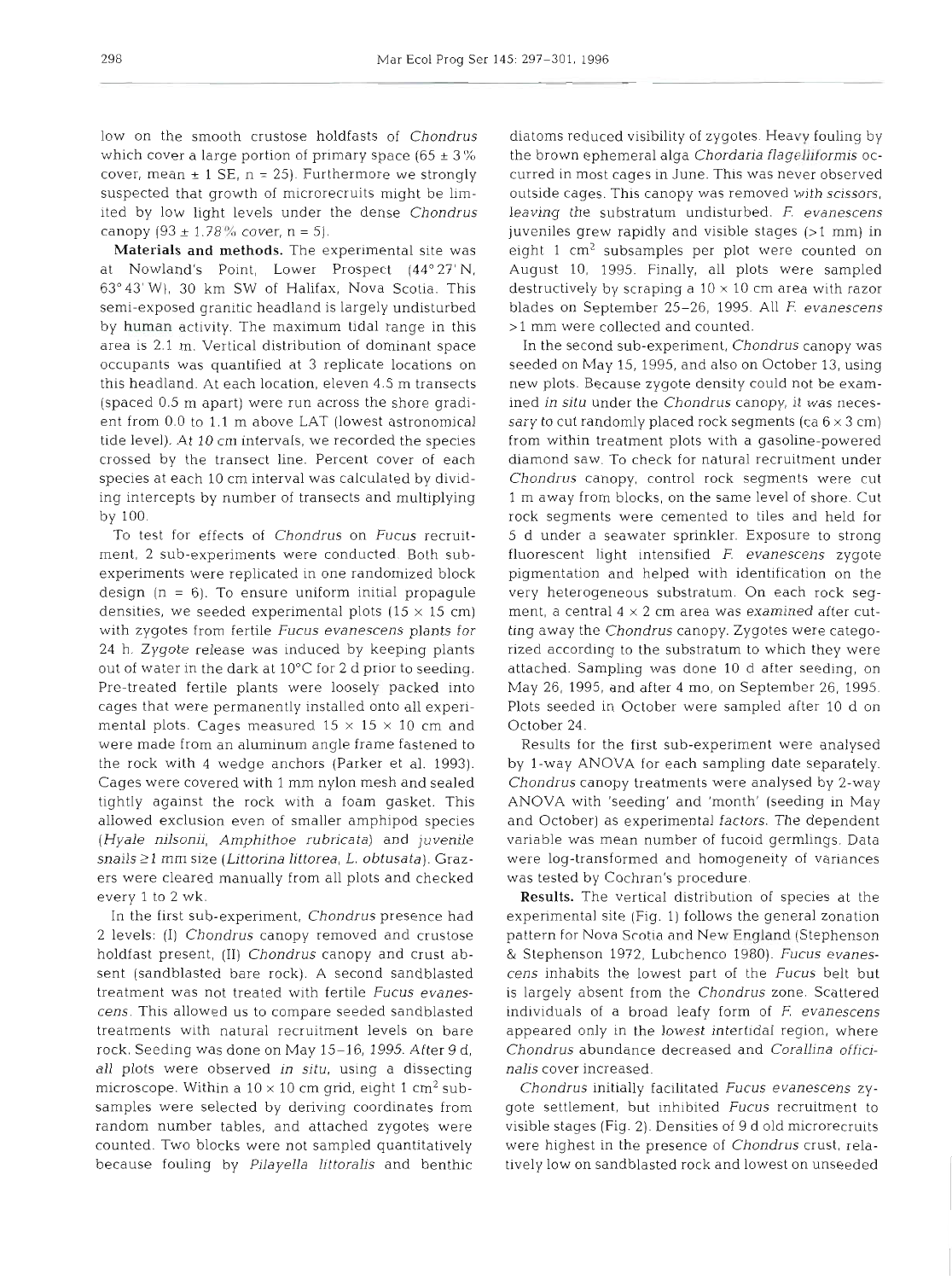low on the smooth crustose holdfasts of *Chondrus* which cover a large portion of primary space (65 ± 3% cover, mean ± 1 SE, n = 25). Furthermore we strongly suspected that growth of microrecruits might be limited by low light levels under the dense *Chondrus* canopy (93 ± 1.78% cover, n = 5).

**Materials and methods.** The experimental site was at Nowland's Point, Lower Prospect (44° 27' N, 63° 43' W), 30 km SW of Halifax, Nova Scotia. This semi-exposed granitic headland is largely undisturbed by human activity. The maximum tidal range in this area is 2.1 m. Vertical distribution of dominant space occupants was quantified at 3 replicate locations on this headland. At each location, eleven 4.5 m transects (spaced 0.5 m apart) were run across the shore gradient from 0.0 to 1.1 m above LAT (lowest astronomical tide level). At 10 cm intervals, we recorded the species crossed by the transect line. Percent cover of each species at each 10 cm interval was calculated by dividing intercepts by number of transects and multiplying by 100.

To test for effects of *Chondrus* on *Fucus* recruitment, 2 sub-experiments were conducted. Both sub-experiments were replicated in one randomized block design (n = 6). To ensure uniform initial propagule densities, we seeded experimental plots (15 × 15 cm) with zygotes from fertile *Fucus evanescens* plants for 24 h. Zygote release was induced by keeping plants out of water in the dark at 10°C for 2 d prior to seeding. Pre-treated fertile plants were loosely packed into cages that were permanently installed onto all experimental plots. Cages measured 15 × 15 × 10 cm and were made from an aluminum angle frame fastened to the rock with 4 wedge anchors (Parker et al. 1993). Cages were covered with 1 mm nylon mesh and sealed tightly against the rock with a foam gasket. This allowed exclusion even of smaller amphipod species (*Hyale nilsonii*, *Amphithoe rubricata*) and juvenile snails ≥1 mm size (*Littorina littorea*, *L. obtusata*). Grazers were cleared manually from all plots and checked every 1 to 2 wk.

In the first sub-experiment, *Chondrus* presence had 2 levels: (I) *Chondrus* canopy removed and crustose holdfast present, (II) *Chondrus* canopy and crust absent (sandblasted bare rock). A second sandblasted treatment was not treated with fertile *Fucus evanescens*. This allowed us to compare seeded sandblasted treatments with natural recruitment levels on bare rock. Seeding was done on May 15–16, 1995. After 9 d, all plots were observed *in situ*, using a dissecting microscope. Within a 10 × 10 cm grid, eight 1 $cm^2$ subsamples were selected by deriving coordinates from random number tables, and attached zygotes were counted. Two blocks were not sampled quantitatively because fouling by *Pilayella littoralis* and benthic diatoms reduced visibility of zygotes. Heavy fouling by the brown ephemeral alga *Chordaria flagelliformis* occurred in most cages in June. This was never observed outside cages. This canopy was removed with scissors, leaving the substratum undisturbed. *F. evanescens* juveniles grew rapidly and visible stages (>1 mm) in eight 1 $cm^2$ subsamples per plot were counted on August 10, 1995. Finally, all plots were sampled destructively by scraping a 10 × 10 cm area with razor blades on September 25–26, 1995. All *F. evanescens* >1 mm were collected and counted.

In the second sub-experiment, *Chondrus* canopy was seeded on May 15, 1995, and also on October 13, using new plots. Because zygote density could not be examined *in situ* under the *Chondrus* canopy, it was necessary to cut randomly placed rock segments (ca 6 × 3 cm) from within treatment plots with a gasoline-powered diamond saw. To check for natural recruitment under *Chondrus* canopy, control rock segments were cut 1 m away from blocks, on the same level of shore. Cut rock segments were cemented to tiles and held for 5 d under a seawater sprinkler. Exposure to strong fluorescent light intensified *F. evanescens* zygote pigmentation and helped with identification on the very heterogeneous substratum. On each rock segment, a central 4 × 2 cm area was examined after cutting away the *Chondrus* canopy. Zygotes were categorized according to the substratum to which they were attached. Sampling was done 10 d after seeding, on May 26, 1995, and after 4 mo, on September 26, 1995. Plots seeded in October were sampled after 10 d on October 24.

Results for the first sub-experiment were analysed by 1-way ANOVA for each sampling date separately. *Chondrus* canopy treatments were analysed by 2-way ANOVA with 'seeding' and 'month' (seeding in May and October) as experimental factors. The dependent variable was mean number of fucoid germlings. Data were log-transformed and homogeneity of variances was tested by Cochran's procedure.

**Results.** The vertical distribution of species at the experimental site (Fig. 1) follows the general zonation pattern for Nova Scotia and New England (Stephenson & Stephenson 1972, Lubchenco 1980). *Fucus evanescens* inhabits the lowest part of the *Fucus* belt but is largely absent from the *Chondrus* zone. Scattered individuals of a broad leafy form of *F. evanescens* appeared only in the lowest intertidal region, where *Chondrus* abundance decreased and *Corallina officinalis* cover increased.

*Chondrus* initially facilitated *Fucus evanescens* zygote settlement, but inhibited *Fucus* recruitment to visible stages (Fig. 2). Densities of 9 d old microrecruits were highest in the presence of *Chondrus* crust, relatively low on sandblasted rock and lowest on unseeded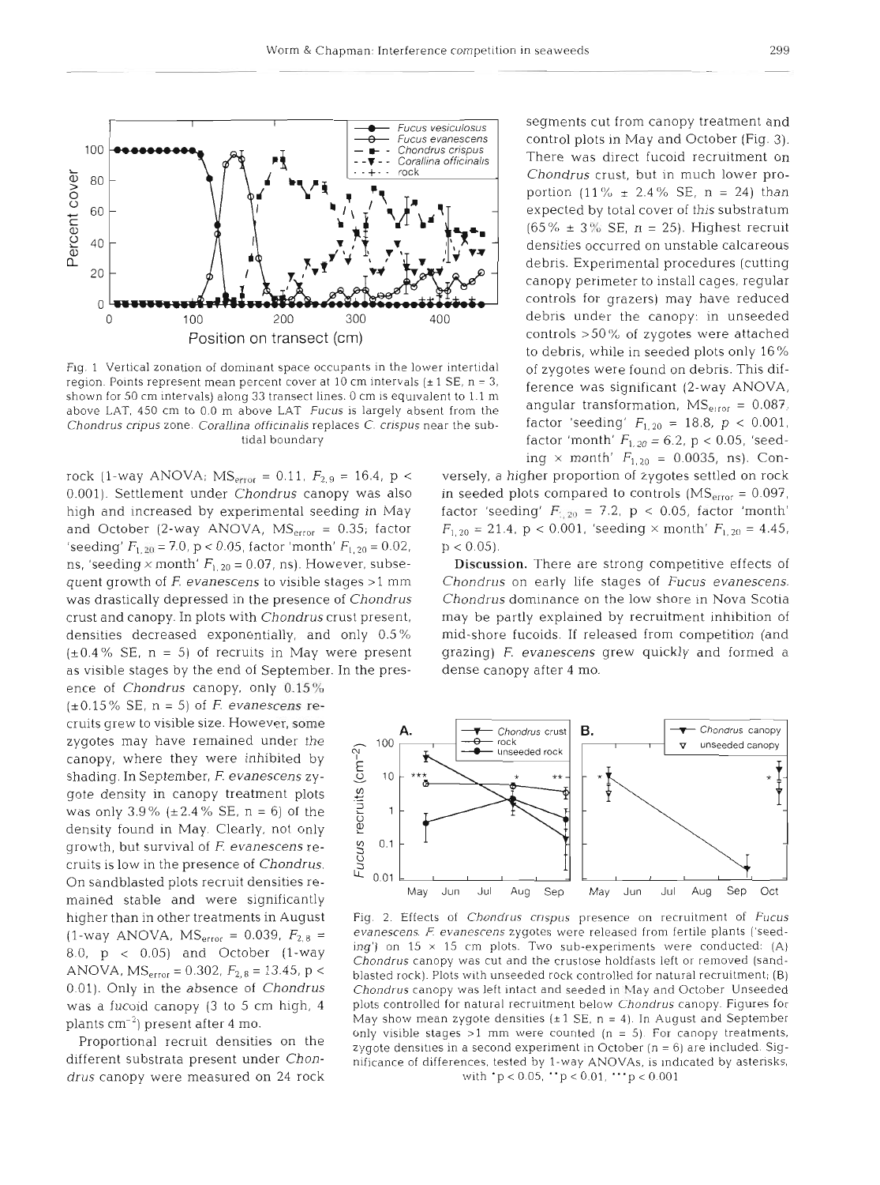Fig. 1. Vertical zonation of dominant space occupants in the lower intertidal region. Points represent mean percent cover at 10 cm intervals (±1 SE, n = 3, shown for 50 cm intervals) along 33 transect lines. 0 cm is equivalent to 1.1 m above LAT, 450 cm to 0.0 m above LAT. *Fucus* is largely absent from the *Chondrus cripus* zone. *Corallina officinalis* replaces *C. crispus* near the subtidal boundary

rock (1-way ANOVA; $MS_{error} = 0.11$, $F_{2,9} = 16.4$, $p < 0.001$). Settlement under *Chondrus* canopy was also high and increased by experimental seeding in May and October (2-way ANOVA, $MS_{error} = 0.35$; factor 'seeding' $F_{1,20} = 7.0$, $p < 0.05$, factor 'month' $F_{1,20} = 0.02$, ns, 'seeding × month' $F_{1,20} = 0.07$, ns). However, subsequent growth of *F. evanescens* to visible stages >1 mm was drastically depressed in the presence of *Chondrus* crust and canopy. In plots with *Chondrus* crust present, densities decreased exponentially, and only 0.5% (±0.4% SE, n = 5) of recruits in May were present as visible stages by the end of September. In the presence of *Chondrus* canopy, only 0.15% (±0.15% SE, n = 5) of *F. evanescens* recruits grew to visible size. However, some zygotes may have remained under the canopy, where they were inhibited by shading. In September, *F. evanescens* zygote density in canopy treatment plots was only 3.9% (±2.4% SE, n = 6) of the density found in May. Clearly, not only growth, but survival of *F. evanescens* recruits is low in the presence of *Chondrus*. On sandblasted plots recruit densities remained stable and were significantly higher than in other treatments in August (1-way ANOVA, $MS_{error} = 0.039$, $F_{2,8} = 8.0$, $p < 0.05$) and October (1-way ANOVA, $MS_{error} = 0.302$, $F_{2,8} = 13.45$, $p < 0.01$). Only in the absence of *Chondrus* was a fucoid canopy (3 to 5 cm high, 4 plants $cm^{-2}$) present after 4 mo.

Proportional recruit densities on the different substrata present under *Chondrus* canopy were measured on 24 rock segments cut from canopy treatment and control plots in May and October (Fig. 3). There was direct fucoid recruitment on *Chondrus* crust, but in much lower proportion (11% ± 2.4% SE, n = 24) than expected by total cover of this substratum (65% ± 3% SE, n = 25). Highest recruit densities occurred on unstable calcareous debris. Experimental procedures (cutting canopy perimeter to install cages, regular controls for grazers) may have reduced debris under the canopy: in unseeded controls >50% of zygotes were attached to debris, while in seeded plots only 16% of zygotes were found on debris. This difference was significant (2-way ANOVA, angular transformation, $MS_{error} = 0.087$, factor 'seeding' $F_{1,20} = 18.8$, $p < 0.001$, factor 'month' $F_{1,20} = 6.2$, $p < 0.05$, 'seeding × month' $F_{1,20} = 0.0035$, ns). Conversely, a higher proportion of zygotes settled on rock in seeded plots compared to controls ($MS_{error} = 0.097$, factor 'seeding' $F_{1,20} = 7.2$, $p < 0.05$, factor 'month' $F_{1,20} = 21.4$, $p < 0.001$, 'seeding × month' $F_{1,20} = 4.45$, $p < 0.05$).

**Discussion.** There are strong competitive effects of *Chondrus* on early life stages of *Fucus evanescens*. *Chondrus* dominance on the low shore in Nova Scotia may be partly explained by recruitment inhibition of mid-shore fucoids. If released from competition (and grazing) *F. evanescens* grew quickly and formed a dense canopy after 4 mo.

Fig. 2. Effects of *Chondrus crispus* presence on recruitment of *Fucus evanescens*. *F. evanescens* zygotes were released from fertile plants ('seeding') on 15 × 15 cm plots. Two sub-experiments were conducted: (A) *Chondrus* canopy was cut and the crustose holdfasts left or removed (sandblasted rock). Plots with unseeded rock controlled for natural recruitment; (B) *Chondrus* canopy was left intact and seeded in May and October. Unseeded plots controlled for natural recruitment below *Chondrus* canopy. Figures for May show mean zygote densities (±1 SE, n = 4). In August and September only visible stages >1 mm were counted (n = 5). For canopy treatments, zygote densities in a second experiment in October (n = 6) are included. Significance of differences, tested by 1-way ANOVAs, is indicated by asterisks, with *p < 0.05, **p < 0.01, ***p < 0.001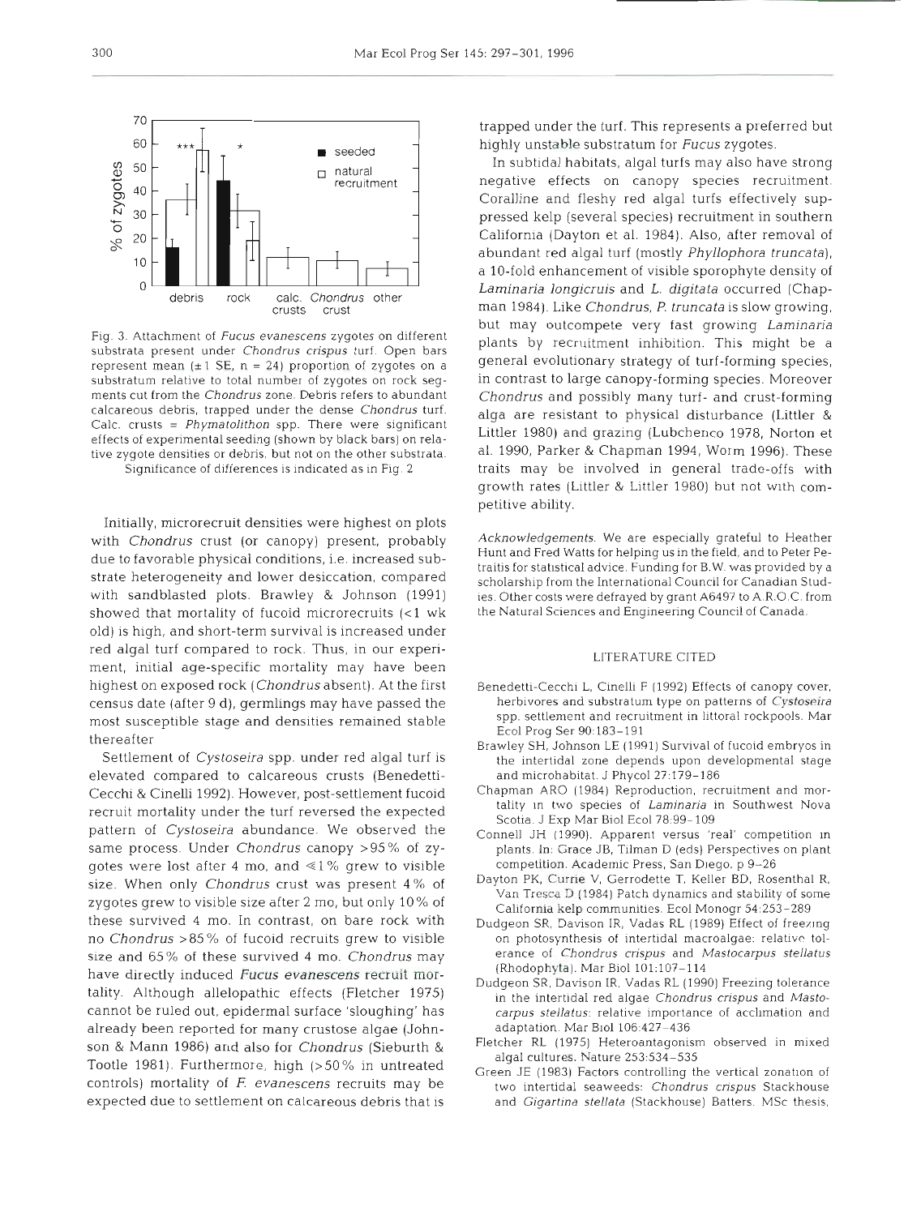70
60
50
40
30
20
10
0
% of zygotes
***
*
seeded
natural recruitment
debris
rock
calc. crusts
*Chondrus* crust
other

Fig. 3. Attachment of *Fucus evanescens* zygotes on different substrata present under *Chondrus crispus* turf. Open bars represent mean (±1 SE, n = 24) proportion of zygotes on a substratum relative to total number of zygotes on rock segments cut from the *Chondrus* zone. Debris refers to abundant calcareous debris, trapped under the dense *Chondrus* turf. Calc. crusts = *Phymatolithon* spp. There were significant effects of experimental seeding (shown by black bars) on relative zygote densities or debris, but not on the other substrata. Significance of differences is indicated as in Fig. 2

Initially, microrecruit densities were highest on plots with *Chondrus* crust (or canopy) present, probably due to favorable physical conditions, i.e. increased substrate heterogeneity and lower desiccation, compared with sandblasted plots. Brawley & Johnson (1991) showed that mortality of fucoid microrecruits (<1 wk old) is high, and short-term survival is increased under red algal turf compared to rock. Thus, in our experiment, initial age-specific mortality may have been highest on exposed rock (*Chondrus* absent). At the first census date (after 9 d), germlings may have passed the most susceptible stage and densities remained stable thereafter

Settlement of *Cystoseira* spp. under red algal turf is elevated compared to calcareous crusts (Benedetti-Cecchi & Cinelli 1992). However, post-settlement fucoid recruit mortality under the turf reversed the expected pattern of *Cystoseira* abundance. We observed the same process. Under *Chondrus* canopy >95% of zygotes were lost after 4 mo, and ≤1% grew to visible size. When only *Chondrus* crust was present 4% of zygotes grew to visible size after 2 mo, but only 10% of these survived 4 mo. In contrast, on bare rock with no *Chondrus* >85% of fucoid recruits grew to visible size and 65% of these survived 4 mo. *Chondrus* may have directly induced *Fucus evanescens* recruit mortality. Although allelopathic effects (Fletcher 1975) cannot be ruled out, epidermal surface 'sloughing' has already been reported for many crustose algae (Johnson & Mann 1986) and also for *Chondrus* (Sieburth & Tootle 1981). Furthermore, high (>50% in untreated controls) mortality of *F. evanescens* recruits may be expected due to settlement on calcareous debris that is trapped under the turf. This represents a preferred but highly unstable substratum for *Fucus* zygotes.

In subtidal habitats, algal turfs may also have strong negative effects on canopy species recruitment. Coralline and fleshy red algal turfs effectively suppressed kelp (several species) recruitment in southern California (Dayton et al. 1984). Also, after removal of abundant red algal turf (mostly *Phyllophora truncata*), a 10-fold enhancement of visible sporophyte density of *Laminaria longicruris* and *L. digitata* occurred (Chapman 1984). Like *Chondrus*, *P. truncata* is slow growing, but may outcompete very fast growing *Laminaria* plants by recruitment inhibition. This might be a general evolutionary strategy of turf-forming species, in contrast to large canopy-forming species. Moreover *Chondrus* and possibly many turf- and crust-forming alga are resistant to physical disturbance (Littler & Littler 1980) and grazing (Lubchenco 1978, Norton et al. 1990, Parker & Chapman 1994, Worm 1996). These traits may be involved in general trade-offs with growth rates (Littler & Littler 1980) but not with competitive ability.

*Acknowledgements.* We are especially grateful to Heather Hunt and Fred Watts for helping us in the field, and to Peter Petraitis for statistical advice. Funding for B.W. was provided by a scholarship from the International Council for Canadian Studies. Other costs were defrayed by grant A6497 to A.R.O.C. from the Natural Sciences and Engineering Council of Canada.

## LITERATURE CITED

- Benedetti-Cecchi L, Cinelli F (1992) Effects of canopy cover, herbivores and substratum type on patterns of *Cystoseira* spp. settlement and recruitment in littoral rockpools. Mar Ecol Prog Ser 90:183–191
- Brawley SH, Johnson LE (1991) Survival of fucoid embryos in the intertidal zone depends upon developmental stage and microhabitat. J Phycol 27:179–186
- Chapman ARO (1984) Reproduction, recruitment and mortality in two species of *Laminaria* in Southwest Nova Scotia. J Exp Mar Biol Ecol 78:99–109
- Connell JH (1990). Apparent versus 'real' competition in plants. In: Grace JB, Tilman D (eds) Perspectives on plant competition. Academic Press, San Diego, p 9–26
- Dayton PK, Currie V, Gerrodette T, Keller BD, Rosenthal R, Van Tresca D (1984) Patch dynamics and stability of some California kelp communities. Ecol Monogr 54:253–289
- Dudgeon SR, Davison IR, Vadas RL (1989) Effect of freezing on photosynthesis of intertidal macroalgae: relative tolerance of *Chondrus crispus* and *Mastocarpus stellatus* (Rhodophyta). Mar Biol 101:107–114
- Dudgeon SR, Davison IR, Vadas RL (1990) Freezing tolerance in the intertidal red algae *Chondrus crispus* and *Mastocarpus stellatus*: relative importance of acclimation and adaptation. Mar Biol 106:427–436
- Fletcher RL (1975) Heteroantagonism observed in mixed algal cultures. Nature 253:534–535
- Green JE (1983) Factors controlling the vertical zonation of two intertidal seaweeds: *Chondrus crispus* Stackhouse and *Gigartina stellata* (Stackhouse) Batters. MSc thesis,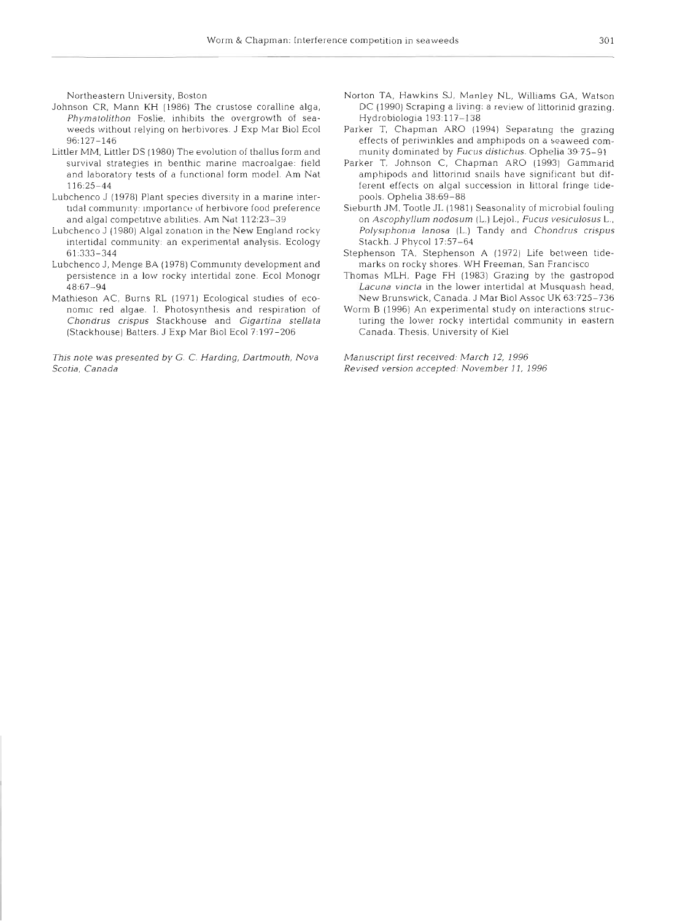Northeastern University, Boston

Johnson CR, Mann KH (1986) The crustose coralline alga, *Phymatolithon* Foslie, inhibits the overgrowth of seaweeds without relying on herbivores. J Exp Mar Biol Ecol 96:127–146

Littler MM, Littler DS (1980) The evolution of thallus form and survival strategies in benthic marine macroalgae: field and laboratory tests of a functional form model. Am Nat 116:25–44

Lubchenco J (1978) Plant species diversity in a marine intertidal community: importance of herbivore food preference and algal competitive abilities. Am Nat 112:23–39

Lubchenco J (1980) Algal zonation in the New England rocky intertidal community: an experimental analysis. Ecology 61:333–344

Lubchenco J, Menge BA (1978) Community development and persistence in a low rocky intertidal zone. Ecol Monogr 48:67–94

Mathieson AC, Burns RL (1971) Ecological studies of economic red algae. I. Photosynthesis and respiration of *Chondrus crispus* Stackhouse and *Gigartina stellata* (Stackhouse) Batters. J Exp Mar Biol Ecol 7:197–206

*This note was presented by G. C. Harding, Dartmouth, Nova Scotia, Canada*

Norton TA, Hawkins SJ, Manley NL, Williams GA, Watson DC (1990) Scraping a living: a review of littorinid grazing. Hydrobiologia 193:117–138

Parker T, Chapman ARO (1994) Separating the grazing effects of periwinkles and amphipods on a seaweed community dominated by *Fucus distichus*. Ophelia 39:75–91

Parker T, Johnson C, Chapman ARO (1993) Gammarid amphipods and littorinid snails have significant but different effects on algal succession in littoral fringe tidepools. Ophelia 38:69–88

Sieburth JM, Tootle JL (1981) Seasonality of microbial fouling on *Ascophyllum nodosum* (L.) Lejol., *Fucus vesiculosus* L., *Polysiphonia lanosa* (L.) Tandy and *Chondrus crispus* Stackh. J Phycol 17:57–64

Stephenson TA, Stephenson A (1972) Life between tidemarks on rocky shores. WH Freeman, San Francisco

Thomas MLH, Page FH (1983) Grazing by the gastropod *Lacuna vincta* in the lower intertidal at Musquash head, New Brunswick, Canada. J Mar Biol Assoc UK 63:725–736

Worm B (1996) An experimental study on interactions structuring the lower rocky intertidal community in eastern Canada. Thesis, University of Kiel

*Manuscript first received: March 12, 1996*
*Revised version accepted: November 11, 1996*